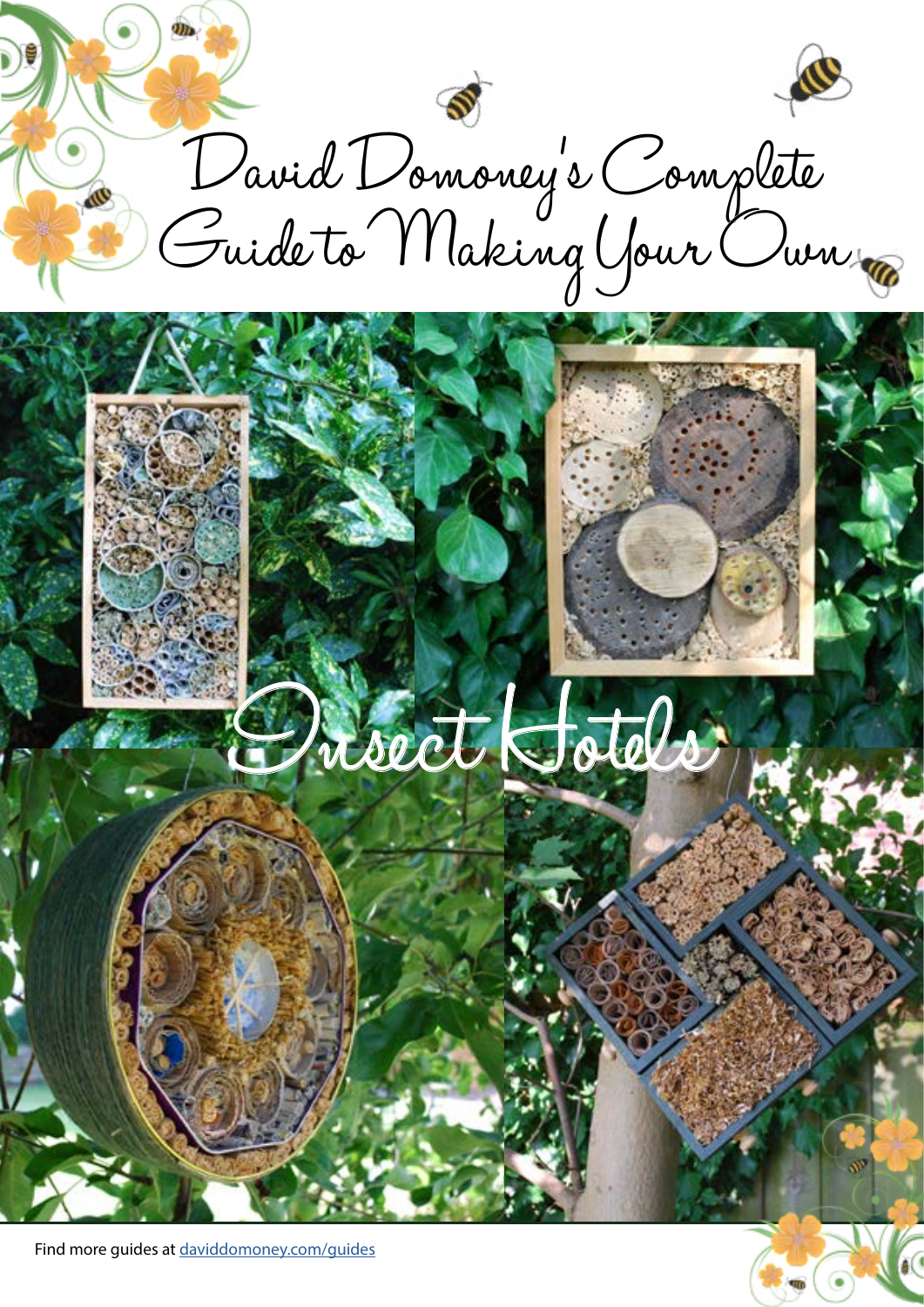# David Domoney's Complete Guide to Making Your Own

# Insect Hotels

Find more guides at [daviddomoney.com/guides](https://daviddomoney.com/guides)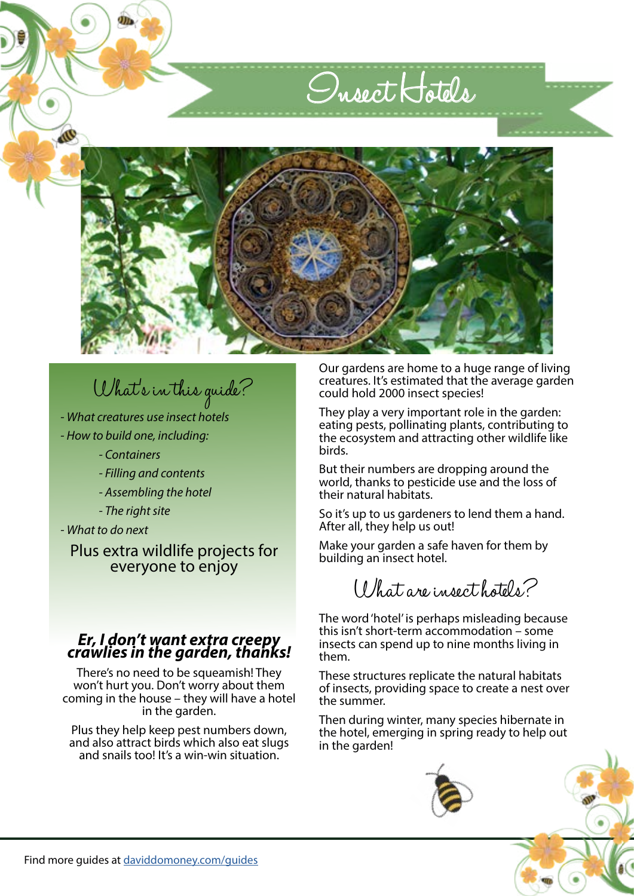# Insect Hotels

## What's in this guide?

- *What creatures use insect hotels*
- *How to build one, including:*
  - *Containers*
  - *Filling and contents*
  - *Assembling the hotel*
  - *The right site*
- *What to do next*

Plus extra wildlife projects for everyone to enjoy

### *Er, I don't want extra creepy crawlies in the garden, thanks!*

There's no need to be squeamish! They won't hurt you. Don't worry about them coming in the house – they will have a hotel in the garden.

Plus they help keep pest numbers down, and also attract birds which also eat slugs and snails too! It's a win-win situation.

Our gardens are home to a huge range of living creatures. It's estimated that the average garden could hold 2000 insect species!

They play a very important role in the garden: eating pests, pollinating plants, contributing to the ecosystem and attracting other wildlife like birds.

But their numbers are dropping around the world, thanks to pesticide use and the loss of their natural habitats.

So it's up to us gardeners to lend them a hand. After all, they help us out!

Make your garden a safe haven for them by building an insect hotel.

## What are insect hotels?

The word 'hotel' is perhaps misleading because this isn't short-term accommodation – some insects can spend up to nine months living in them.

These structures replicate the natural habitats of insects, providing space to create a nest over the summer.

Then during winter, many species hibernate in the hotel, emerging in spring ready to help out in the garden!

Find more guides at [daviddomoney.com/guides](daviddomoney.com/guides)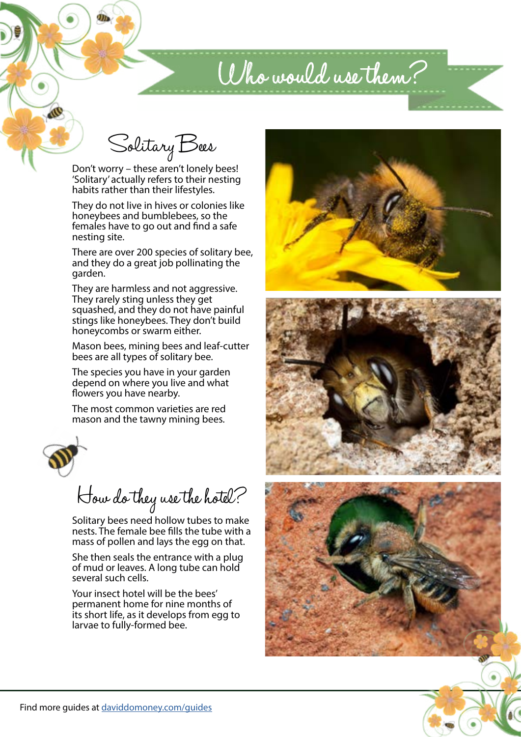# Who would use them?

## Solitary Bees

Don't worry – these aren't lonely bees! 'Solitary' actually refers to their nesting habits rather than their lifestyles.

They do not live in hives or colonies like honeybees and bumblebees, so the females have to go out and find a safe nesting site.

There are over 200 species of solitary bee, and they do a great job pollinating the garden.

They are harmless and not aggressive. They rarely sting unless they get squashed, and they do not have painful stings like honeybees. They don't build honeycombs or swarm either.

Mason bees, mining bees and leaf-cutter bees are all types of solitary bee.

The species you have in your garden depend on where you live and what flowers you have nearby.

The most common varieties are red mason and the tawny mining bees.

## How do they use the hotel?

Solitary bees need hollow tubes to make nests. The female bee fills the tube with a mass of pollen and lays the egg on that.

She then seals the entrance with a plug of mud or leaves. A long tube can hold several such cells.

Your insect hotel will be the bees' permanent home for nine months of its short life, as it develops from egg to larvae to fully-formed bee.

Find more guides at [daviddomoney.com/guides](daviddomoney.com/guides)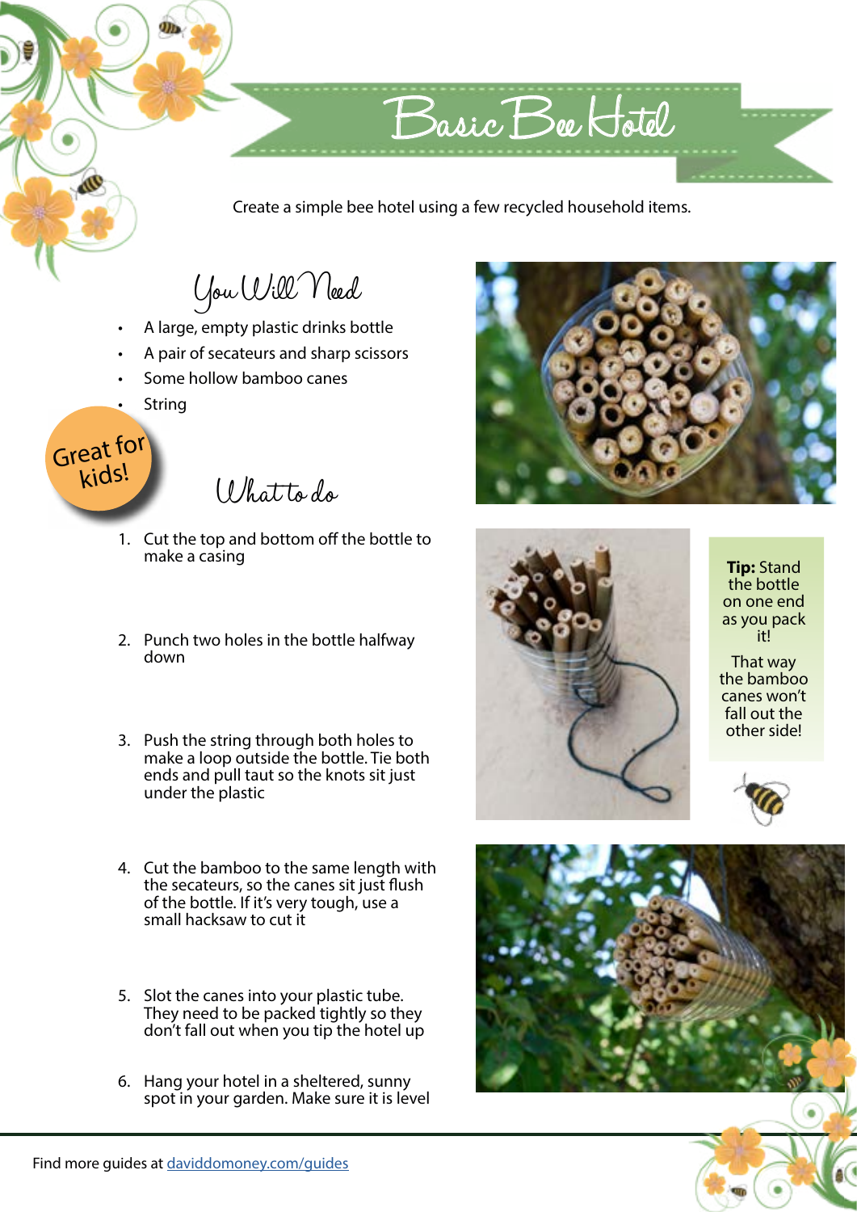# Basic Bee Hotel

Create a simple bee hotel using a few recycled household items.

## You Will Need

- A large, empty plastic drinks bottle
- A pair of secateurs and sharp scissors
- Some hollow bamboo canes
- String

Great for kids!

## What to do

1. Cut the top and bottom off the bottle to make a casing
2. Punch two holes in the bottle halfway down
3. Push the string through both holes to make a loop outside the bottle. Tie both ends and pull taut so the knots sit just under the plastic
4. Cut the bamboo to the same length with the secateurs, so the canes sit just flush of the bottle. If it's very tough, use a small hacksaw to cut it
5. Slot the canes into your plastic tube. They need to be packed tightly so they don't fall out when you tip the hotel up
6. Hang your hotel in a sheltered, sunny spot in your garden. Make sure it is level

**Tip:** Stand the bottle on one end as you pack it!

That way the bamboo canes won't fall out the other side!

Find more guides at [daviddomoney.com/guides](daviddomoney.com/guides)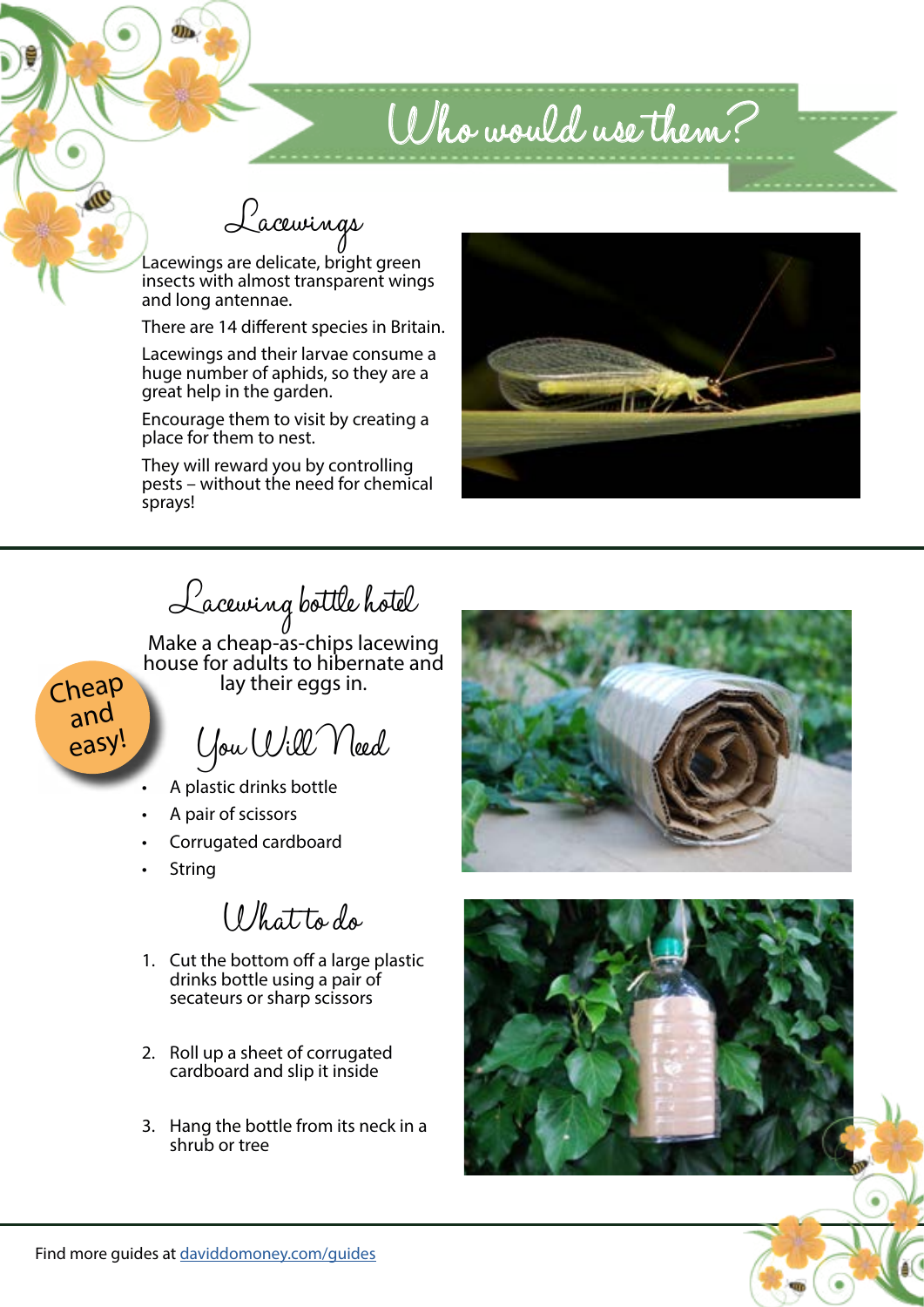# Who would use them?

## Lacewings

Lacewings are delicate, bright green insects with almost transparent wings and long antennae.

There are 14 different species in Britain.

Lacewings and their larvae consume a huge number of aphids, so they are a great help in the garden.

Encourage them to visit by creating a place for them to nest.

They will reward you by controlling pests – without the need for chemical sprays!

## Lacewing bottle hotel

Cheap and easy!

Make a cheap-as-chips lacewing house for adults to hibernate and lay their eggs in.

### You Will Need

- A plastic drinks bottle
- A pair of scissors
- Corrugated cardboard
- String

### What to do

1. Cut the bottom off a large plastic drinks bottle using a pair of secateurs or sharp scissors
2. Roll up a sheet of corrugated cardboard and slip it inside
3. Hang the bottle from its neck in a shrub or tree

Find more guides at [daviddomoney.com/guides](daviddomoney.com/guides)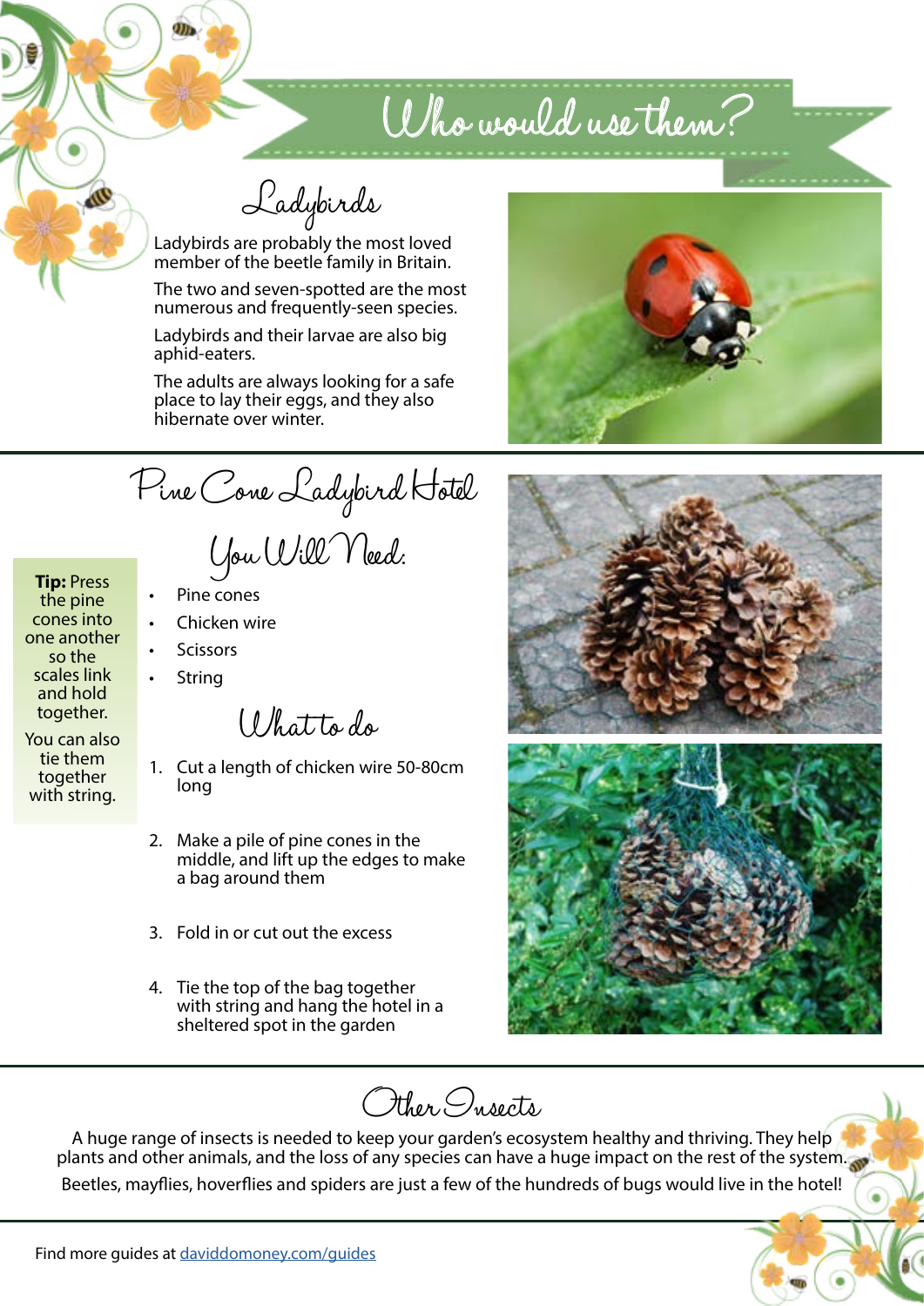# Who would use them?

## Ladybirds

Ladybirds are probably the most loved member of the beetle family in Britain.

The two and seven-spotted are the most numerous and frequently-seen species.

Ladybirds and their larvae are also big aphid-eaters.

The adults are always looking for a safe place to lay their eggs, and they also hibernate over winter.

## Pine Cone Ladybird Hotel

### You Will Need:

- Pine cones
- Chicken wire
- Scissors
- String

**Tip:** Press the pine cones into one another so the scales link and hold together.

You can also tie them together with string.

### What to do

1. Cut a length of chicken wire 50-80cm long
2. Make a pile of pine cones in the middle, and lift up the edges to make a bag around them
3. Fold in or cut out the excess
4. Tie the top of the bag together with string and hang the hotel in a sheltered spot in the garden

## Other Insects

A huge range of insects is needed to keep your garden's ecosystem healthy and thriving. They help plants and other animals, and the loss of any species can have a huge impact on the rest of the system.

Beetles, mayflies, hoverflies and spiders are just a few of the hundreds of bugs would live in the hotel!

Find more guides at [daviddomoney.com/guides](daviddomoney.com/guides)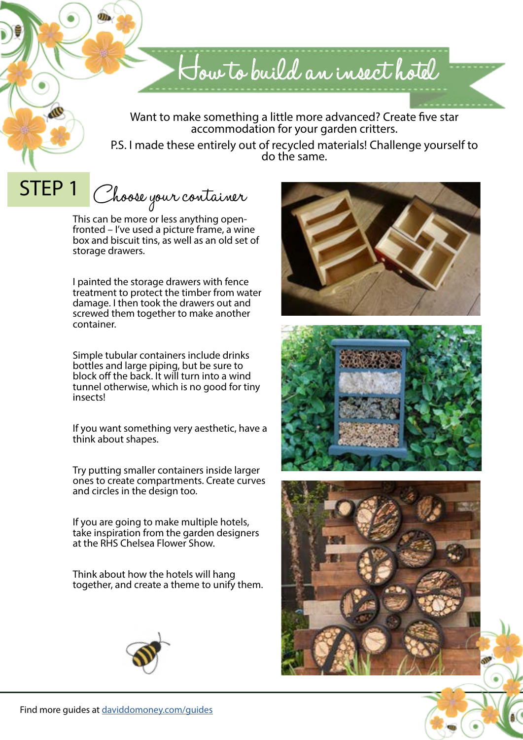# How to build an insect hotel

Want to make something a little more advanced? Create five star accommodation for your garden critters.

P.S. I made these entirely out of recycled materials! Challenge yourself to do the same.

## STEP 1 Choose your container

This can be more or less anything open-fronted – I've used a picture frame, a wine box and biscuit tins, as well as an old set of storage drawers.

I painted the storage drawers with fence treatment to protect the timber from water damage. I then took the drawers out and screwed them together to make another container.

Simple tubular containers include drinks bottles and large piping, but be sure to block off the back. It will turn into a wind tunnel otherwise, which is no good for tiny insects!

If you want something very aesthetic, have a think about shapes.

Try putting smaller containers inside larger ones to create compartments. Create curves and circles in the design too.

If you are going to make multiple hotels, take inspiration from the garden designers at the RHS Chelsea Flower Show.

Think about how the hotels will hang together, and create a theme to unify them.

Find more guides at [daviddomoney.com/guides](daviddomoney.com/guides)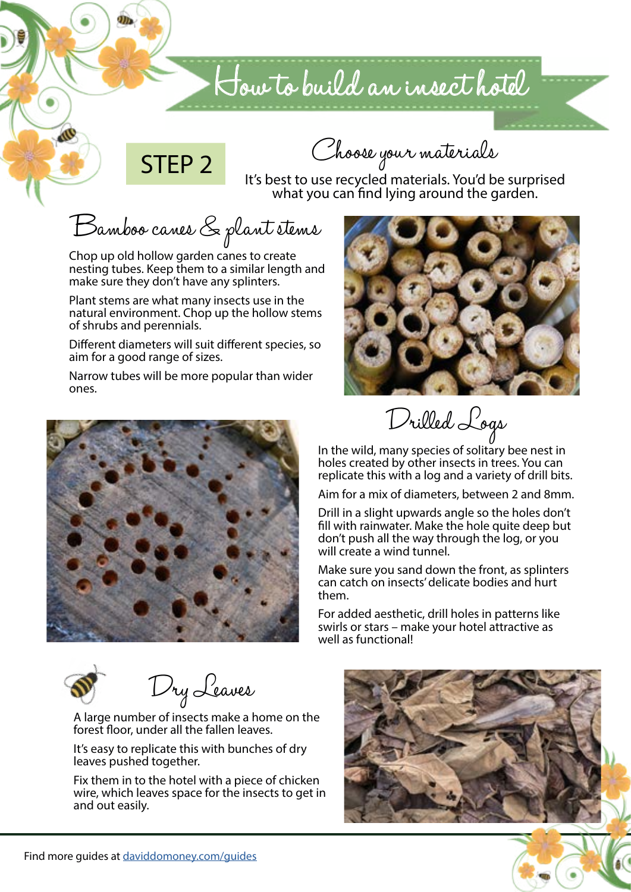# How to build an insect hotel

## STEP 2

## Choose your materials

It's best to use recycled materials. You'd be surprised what you can find lying around the garden.

### Bamboo canes & plant stems

Chop up old hollow garden canes to create nesting tubes. Keep them to a similar length and make sure they don't have any splinters.

Plant stems are what many insects use in the natural environment. Chop up the hollow stems of shrubs and perennials.

Different diameters will suit different species, so aim for a good range of sizes.

Narrow tubes will be more popular than wider ones.

### Drilled Logs

In the wild, many species of solitary bee nest in holes created by other insects in trees. You can replicate this with a log and a variety of drill bits.

Aim for a mix of diameters, between 2 and 8mm.

Drill in a slight upwards angle so the holes don't fill with rainwater. Make the hole quite deep but don't push all the way through the log, or you will create a wind tunnel.

Make sure you sand down the front, as splinters can catch on insects' delicate bodies and hurt them.

For added aesthetic, drill holes in patterns like swirls or stars – make your hotel attractive as well as functional!

### Dry Leaves

A large number of insects make a home on the forest floor, under all the fallen leaves.

It's easy to replicate this with bunches of dry leaves pushed together.

Fix them in to the hotel with a piece of chicken wire, which leaves space for the insects to get in and out easily.

Find more guides at [daviddomoney.com/guides](daviddomoney.com/guides)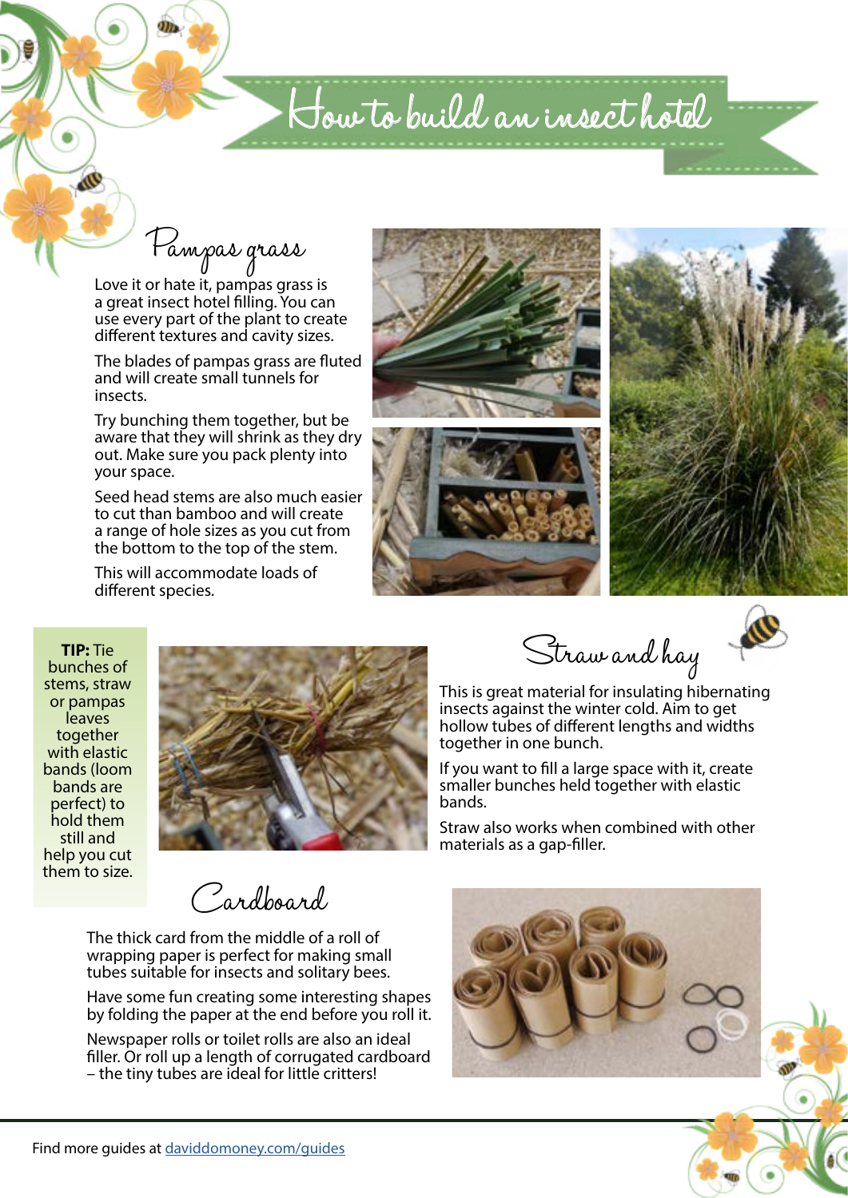# How to build an insect hotel

## Pampas grass

Love it or hate it, pampas grass is a great insect hotel filling. You can use every part of the plant to create different textures and cavity sizes.

The blades of pampas grass are fluted and will create small tunnels for insects.

Try bunching them together, but be aware that they will shrink as they dry out. Make sure you pack plenty into your space.

Seed head stems are also much easier to cut than bamboo and will create a range of hole sizes as you cut from the bottom to the top of the stem.

This will accommodate loads of different species.

**TIP:** Tie bunches of stems, straw or pampas leaves together with elastic bands (loom bands are perfect) to hold them still and help you cut them to size.

## Straw and hay

This is great material for insulating hibernating insects against the winter cold. Aim to get hollow tubes of different lengths and widths together in one bunch.

If you want to fill a large space with it, create smaller bunches held together with elastic bands.

Straw also works when combined with other materials as a gap-filler.

## Cardboard

The thick card from the middle of a roll of wrapping paper is perfect for making small tubes suitable for insects and solitary bees.

Have some fun creating some interesting shapes by folding the paper at the end before you roll it.

Newspaper rolls or toilet rolls are also an ideal filler. Or roll up a length of corrugated cardboard – the tiny tubes are ideal for little critters!

Find more guides at daviddomoney.com/guides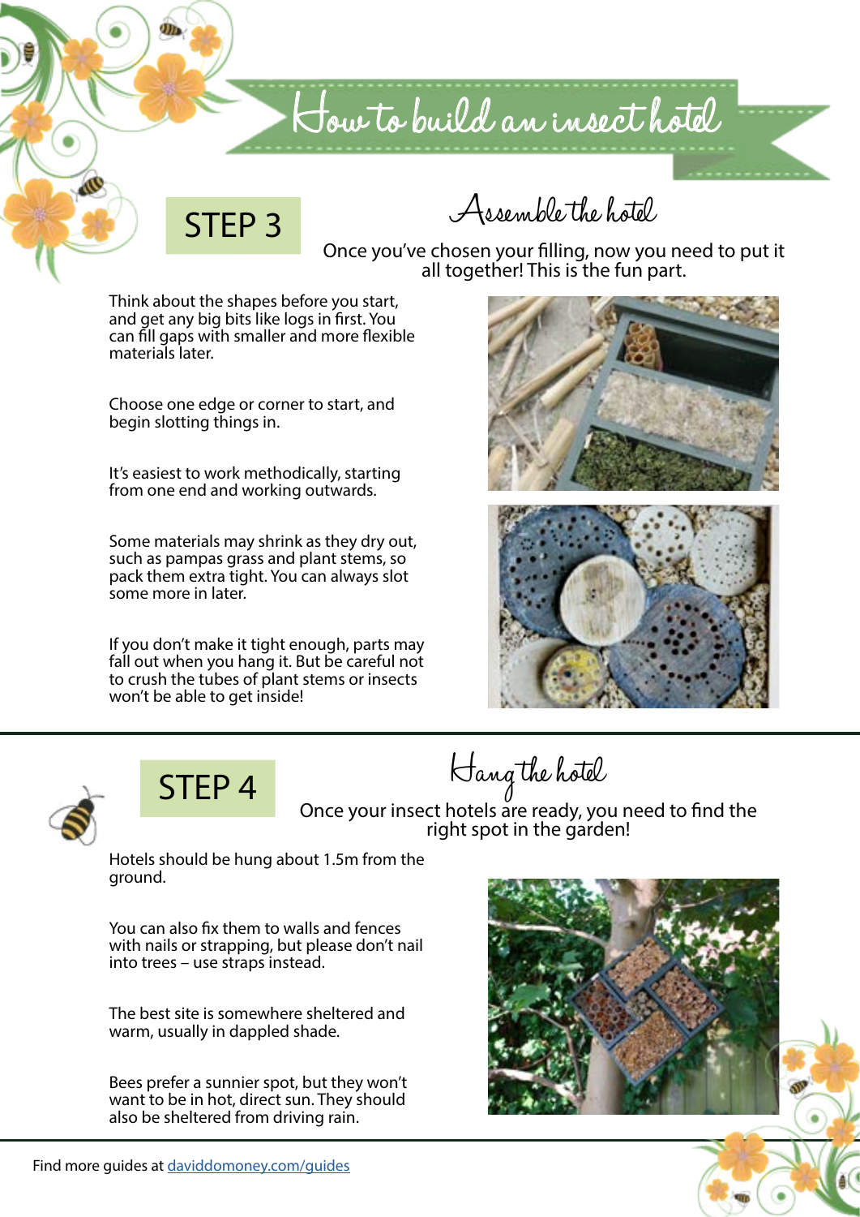# How to build an insect hotel

## STEP 3

### Assemble the hotel

Once you've chosen your filling, now you need to put it all together! This is the fun part.

Think about the shapes before you start, and get any big bits like logs in first. You can fill gaps with smaller and more flexible materials later.

Choose one edge or corner to start, and begin slotting things in.

It's easiest to work methodically, starting from one end and working outwards.

Some materials may shrink as they dry out, such as pampas grass and plant stems, so pack them extra tight. You can always slot some more in later.

If you don't make it tight enough, parts may fall out when you hang it. But be careful not to crush the tubes of plant stems or insects won't be able to get inside!

## STEP 4

### Hang the hotel

Once your insect hotels are ready, you need to find the right spot in the garden!

Hotels should be hung about 1.5m from the ground.

You can also fix them to walls and fences with nails or strapping, but please don't nail into trees – use straps instead.

The best site is somewhere sheltered and warm, usually in dappled shade.

Bees prefer a sunnier spot, but they won't want to be in hot, direct sun. They should also be sheltered from driving rain.

Find more guides at [daviddomoney.com/guides](daviddomoney.com/guides)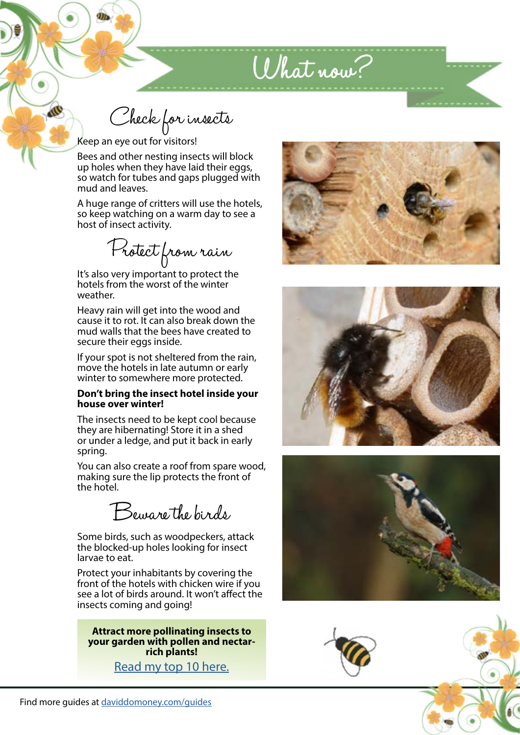# What now?

## Check for insects

Keep an eye out for visitors!

Bees and other nesting insects will block up holes when they have laid their eggs, so watch for tubes and gaps plugged with mud and leaves.

A huge range of critters will use the hotels, so keep watching on a warm day to see a host of insect activity.

## Protect from rain

It's also very important to protect the hotels from the worst of the winter weather.

Heavy rain will get into the wood and cause it to rot. It can also break down the mud walls that the bees have created to secure their eggs inside.

If your spot is not sheltered from the rain, move the hotels in late autumn or early winter to somewhere more protected.

**Don't bring the insect hotel inside your house over winter!**

The insects need to be kept cool because they are hibernating! Store it in a shed or under a ledge, and put it back in early spring.

You can also create a roof from spare wood, making sure the lip protects the front of the hotel.

## Beware the birds

Some birds, such as woodpeckers, attack the blocked-up holes looking for insect larvae to eat.

Protect your inhabitants by covering the front of the hotels with chicken wire if you see a lot of birds around. It won't affect the insects coming and going!

**Attract more pollinating insects to your garden with pollen and nectar-rich plants!**

[Read my top 10 here.]

Find more guides at daviddomoney.com/guides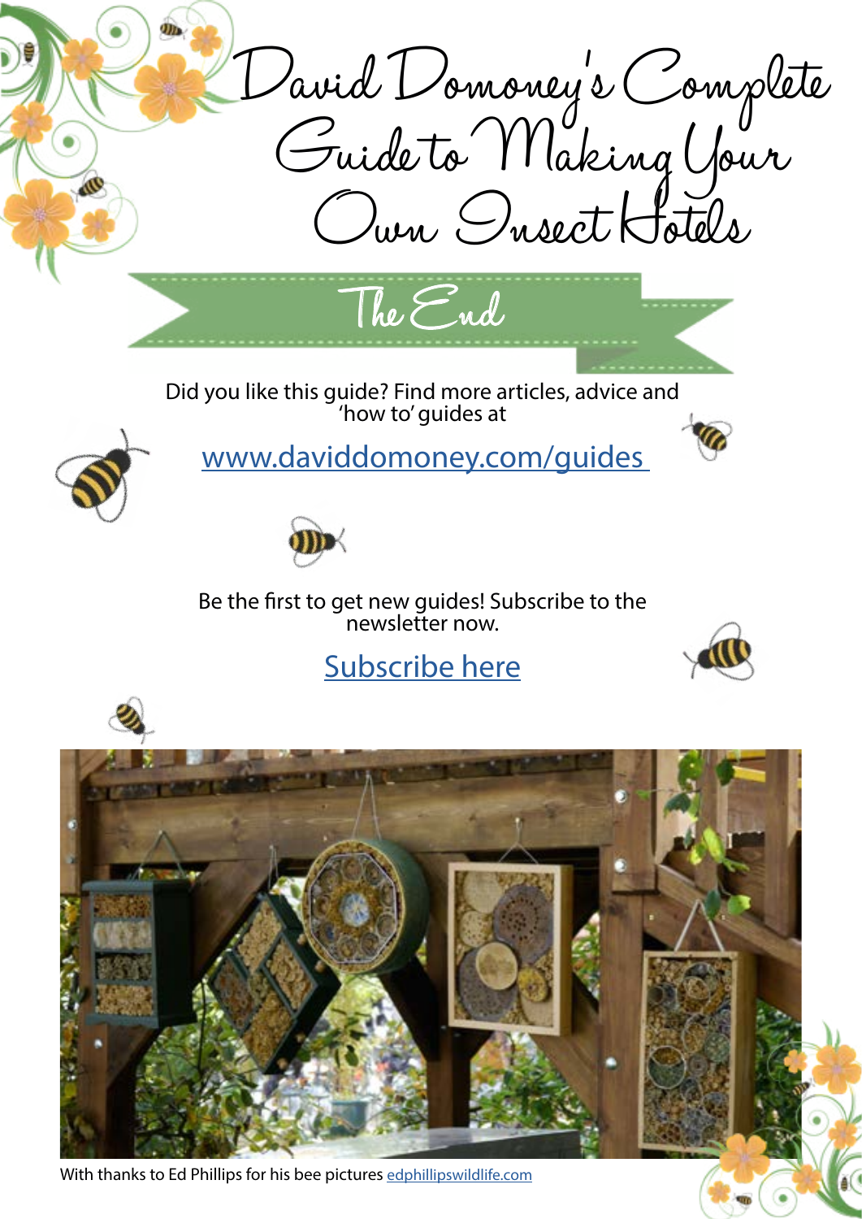# David Domoney's Complete Guide to Making Your Own Insect Hotels

## The End

Did you like this guide? Find more articles, advice and 'how to' guides at

www.daviddomoney.com/guides

Be the first to get new guides! Subscribe to the newsletter now.

Subscribe here

With thanks to Ed Phillips for his bee pictures edphillipswildlife.com